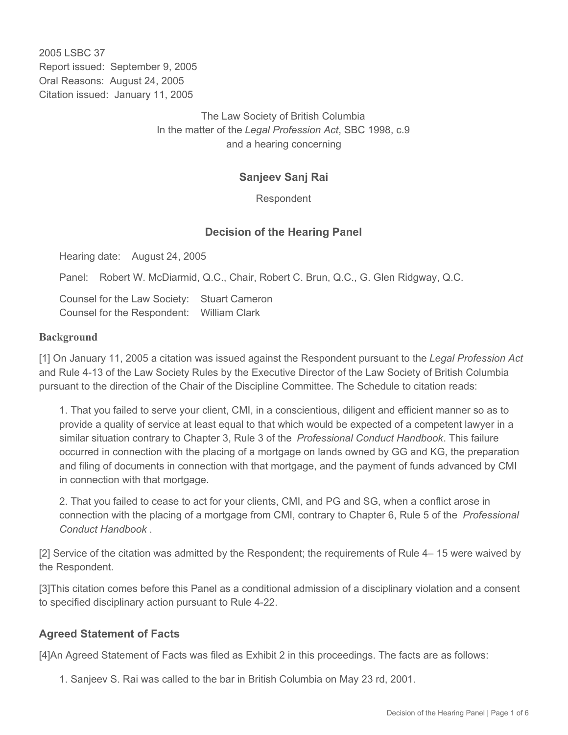2005 LSBC 37
Report issued: September 9, 2005
Oral Reasons: August 24, 2005
Citation issued: January 11, 2005

The Law Society of British Columbia
In the matter of the *Legal Profession Act*, SBC 1998, c.9
and a hearing concerning

**Sanjeev Sanj Rai**

Respondent

## Decision of the Hearing Panel

Hearing date: August 24, 2005

Panel: Robert W. McDiarmid, Q.C., Chair, Robert C. Brun, Q.C., G. Glen Ridgway, Q.C.

Counsel for the Law Society: Stuart Cameron
Counsel for the Respondent: William Clark

### Background

[1] On January 11, 2005 a citation was issued against the Respondent pursuant to the *Legal Profession Act* and Rule 4-13 of the Law Society Rules by the Executive Director of the Law Society of British Columbia pursuant to the direction of the Chair of the Discipline Committee. The Schedule to citation reads:

1. That you failed to serve your client, CMI, in a conscientious, diligent and efficient manner so as to provide a quality of service at least equal to that which would be expected of a competent lawyer in a similar situation contrary to Chapter 3, Rule 3 of the *Professional Conduct Handbook*. This failure occurred in connection with the placing of a mortgage on lands owned by GG and KG, the preparation and filing of documents in connection with that mortgage, and the payment of funds advanced by CMI in connection with that mortgage.

2. That you failed to cease to act for your clients, CMI, and PG and SG, when a conflict arose in connection with the placing of a mortgage from CMI, contrary to Chapter 6, Rule 5 of the *Professional Conduct Handbook* .

[2] Service of the citation was admitted by the Respondent; the requirements of Rule 4– 15 were waived by the Respondent.

[3]This citation comes before this Panel as a conditional admission of a disciplinary violation and a consent to specified disciplinary action pursuant to Rule 4-22.

## Agreed Statement of Facts

[4]An Agreed Statement of Facts was filed as Exhibit 2 in this proceedings. The facts are as follows:

1. Sanjeev S. Rai was called to the bar in British Columbia on May 23 rd, 2001.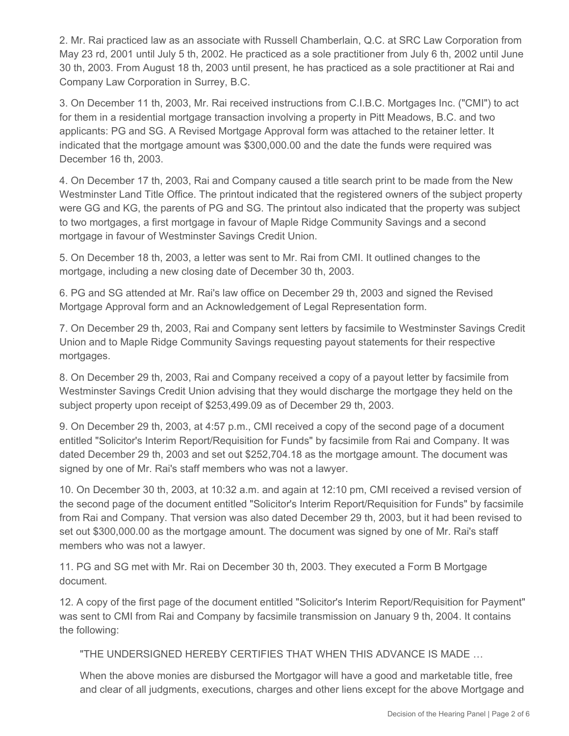2. Mr. Rai practiced law as an associate with Russell Chamberlain, Q.C. at SRC Law Corporation from May 23 rd, 2001 until July 5 th, 2002. He practiced as a sole practitioner from July 6 th, 2002 until June 30 th, 2003. From August 18 th, 2003 until present, he has practiced as a sole practitioner at Rai and Company Law Corporation in Surrey, B.C.

3. On December 11 th, 2003, Mr. Rai received instructions from C.I.B.C. Mortgages Inc. ("CMI") to act for them in a residential mortgage transaction involving a property in Pitt Meadows, B.C. and two applicants: PG and SG. A Revised Mortgage Approval form was attached to the retainer letter. It indicated that the mortgage amount was $300,000.00 and the date the funds were required was December 16 th, 2003.

4. On December 17 th, 2003, Rai and Company caused a title search print to be made from the New Westminster Land Title Office. The printout indicated that the registered owners of the subject property were GG and KG, the parents of PG and SG. The printout also indicated that the property was subject to two mortgages, a first mortgage in favour of Maple Ridge Community Savings and a second mortgage in favour of Westminster Savings Credit Union.

5. On December 18 th, 2003, a letter was sent to Mr. Rai from CMI. It outlined changes to the mortgage, including a new closing date of December 30 th, 2003.

6. PG and SG attended at Mr. Rai's law office on December 29 th, 2003 and signed the Revised Mortgage Approval form and an Acknowledgement of Legal Representation form.

7. On December 29 th, 2003, Rai and Company sent letters by facsimile to Westminster Savings Credit Union and to Maple Ridge Community Savings requesting payout statements for their respective mortgages.

8. On December 29 th, 2003, Rai and Company received a copy of a payout letter by facsimile from Westminster Savings Credit Union advising that they would discharge the mortgage they held on the subject property upon receipt of $253,499.09 as of December 29 th, 2003.

9. On December 29 th, 2003, at 4:57 p.m., CMI received a copy of the second page of a document entitled "Solicitor's Interim Report/Requisition for Funds" by facsimile from Rai and Company. It was dated December 29 th, 2003 and set out $252,704.18 as the mortgage amount. The document was signed by one of Mr. Rai's staff members who was not a lawyer.

10. On December 30 th, 2003, at 10:32 a.m. and again at 12:10 pm, CMI received a revised version of the second page of the document entitled "Solicitor's Interim Report/Requisition for Funds" by facsimile from Rai and Company. That version was also dated December 29 th, 2003, but it had been revised to set out $300,000.00 as the mortgage amount. The document was signed by one of Mr. Rai's staff members who was not a lawyer.

11. PG and SG met with Mr. Rai on December 30 th, 2003. They executed a Form B Mortgage document.

12. A copy of the first page of the document entitled "Solicitor's Interim Report/Requisition for Payment" was sent to CMI from Rai and Company by facsimile transmission on January 9 th, 2004. It contains the following:

> "THE UNDERSIGNED HEREBY CERTIFIES THAT WHEN THIS ADVANCE IS MADE …
>
> When the above monies are disbursed the Mortgagor will have a good and marketable title, free and clear of all judgments, executions, charges and other liens except for the above Mortgage and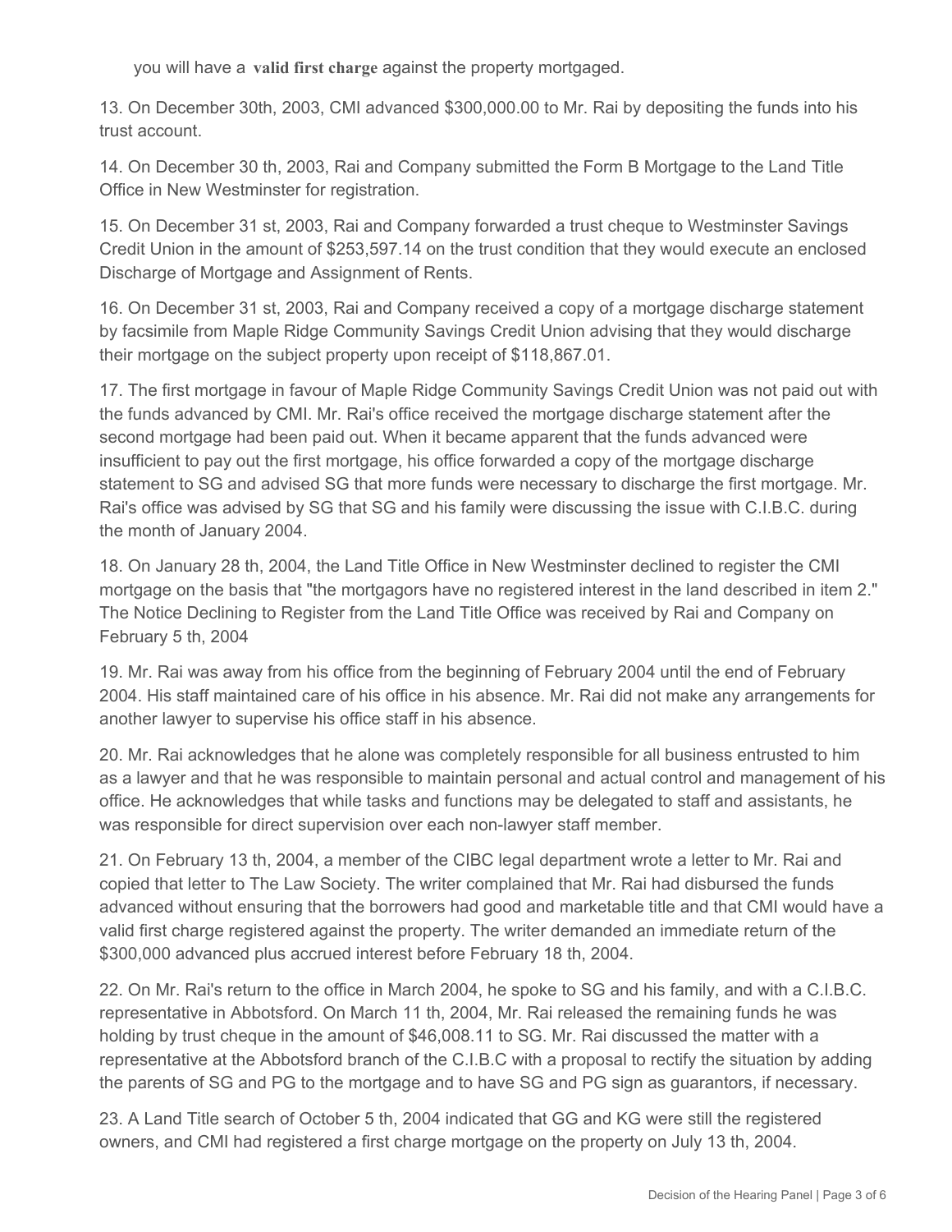you will have a **valid first charge** against the property mortgaged.

13. On December 30th, 2003, CMI advanced $300,000.00 to Mr. Rai by depositing the funds into his trust account.

14. On December 30 th, 2003, Rai and Company submitted the Form B Mortgage to the Land Title Office in New Westminster for registration.

15. On December 31 st, 2003, Rai and Company forwarded a trust cheque to Westminster Savings Credit Union in the amount of $253,597.14 on the trust condition that they would execute an enclosed Discharge of Mortgage and Assignment of Rents.

16. On December 31 st, 2003, Rai and Company received a copy of a mortgage discharge statement by facsimile from Maple Ridge Community Savings Credit Union advising that they would discharge their mortgage on the subject property upon receipt of $118,867.01.

17. The first mortgage in favour of Maple Ridge Community Savings Credit Union was not paid out with the funds advanced by CMI. Mr. Rai's office received the mortgage discharge statement after the second mortgage had been paid out. When it became apparent that the funds advanced were insufficient to pay out the first mortgage, his office forwarded a copy of the mortgage discharge statement to SG and advised SG that more funds were necessary to discharge the first mortgage. Mr. Rai's office was advised by SG that SG and his family were discussing the issue with C.I.B.C. during the month of January 2004.

18. On January 28 th, 2004, the Land Title Office in New Westminster declined to register the CMI mortgage on the basis that "the mortgagors have no registered interest in the land described in item 2." The Notice Declining to Register from the Land Title Office was received by Rai and Company on February 5 th, 2004

19. Mr. Rai was away from his office from the beginning of February 2004 until the end of February 2004. His staff maintained care of his office in his absence. Mr. Rai did not make any arrangements for another lawyer to supervise his office staff in his absence.

20. Mr. Rai acknowledges that he alone was completely responsible for all business entrusted to him as a lawyer and that he was responsible to maintain personal and actual control and management of his office. He acknowledges that while tasks and functions may be delegated to staff and assistants, he was responsible for direct supervision over each non-lawyer staff member.

21. On February 13 th, 2004, a member of the CIBC legal department wrote a letter to Mr. Rai and copied that letter to The Law Society. The writer complained that Mr. Rai had disbursed the funds advanced without ensuring that the borrowers had good and marketable title and that CMI would have a valid first charge registered against the property. The writer demanded an immediate return of the $300,000 advanced plus accrued interest before February 18 th, 2004.

22. On Mr. Rai's return to the office in March 2004, he spoke to SG and his family, and with a C.I.B.C. representative in Abbotsford. On March 11 th, 2004, Mr. Rai released the remaining funds he was holding by trust cheque in the amount of $46,008.11 to SG. Mr. Rai discussed the matter with a representative at the Abbotsford branch of the C.I.B.C with a proposal to rectify the situation by adding the parents of SG and PG to the mortgage and to have SG and PG sign as guarantors, if necessary.

23. A Land Title search of October 5 th, 2004 indicated that GG and KG were still the registered owners, and CMI had registered a first charge mortgage on the property on July 13 th, 2004.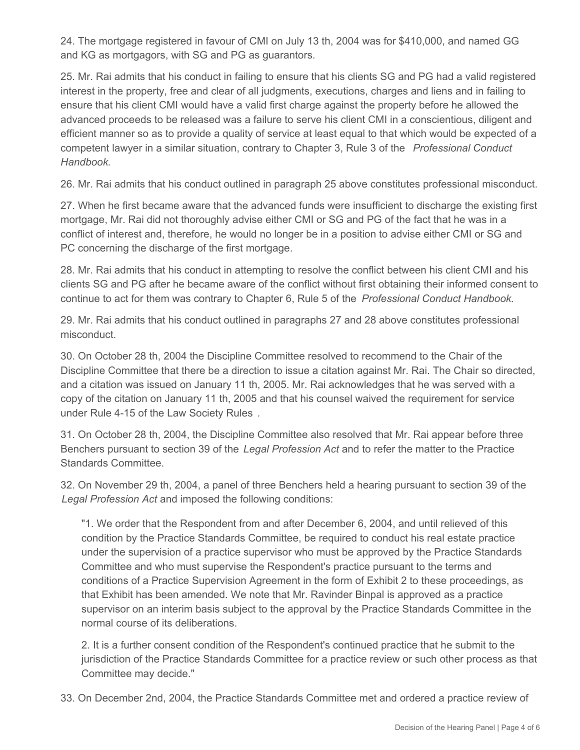24. The mortgage registered in favour of CMI on July 13 th, 2004 was for $410,000, and named GG and KG as mortgagors, with SG and PG as guarantors.

25. Mr. Rai admits that his conduct in failing to ensure that his clients SG and PG had a valid registered interest in the property, free and clear of all judgments, executions, charges and liens and in failing to ensure that his client CMI would have a valid first charge against the property before he allowed the advanced proceeds to be released was a failure to serve his client CMI in a conscientious, diligent and efficient manner so as to provide a quality of service at least equal to that which would be expected of a competent lawyer in a similar situation, contrary to Chapter 3, Rule 3 of the *Professional Conduct Handbook.*

26. Mr. Rai admits that his conduct outlined in paragraph 25 above constitutes professional misconduct.

27. When he first became aware that the advanced funds were insufficient to discharge the existing first mortgage, Mr. Rai did not thoroughly advise either CMI or SG and PG of the fact that he was in a conflict of interest and, therefore, he would no longer be in a position to advise either CMI or SG and PC concerning the discharge of the first mortgage.

28. Mr. Rai admits that his conduct in attempting to resolve the conflict between his client CMI and his clients SG and PG after he became aware of the conflict without first obtaining their informed consent to continue to act for them was contrary to Chapter 6, Rule 5 of the *Professional Conduct Handbook.*

29. Mr. Rai admits that his conduct outlined in paragraphs 27 and 28 above constitutes professional misconduct.

30. On October 28 th, 2004 the Discipline Committee resolved to recommend to the Chair of the Discipline Committee that there be a direction to issue a citation against Mr. Rai. The Chair so directed, and a citation was issued on January 11 th, 2005. Mr. Rai acknowledges that he was served with a copy of the citation on January 11 th, 2005 and that his counsel waived the requirement for service under Rule 4-15 of the Law Society Rules *.*

31. On October 28 th, 2004, the Discipline Committee also resolved that Mr. Rai appear before three Benchers pursuant to section 39 of the *Legal Profession Act* and to refer the matter to the Practice Standards Committee.

32. On November 29 th, 2004, a panel of three Benchers held a hearing pursuant to section 39 of the *Legal Profession Act* and imposed the following conditions:

> "1. We order that the Respondent from and after December 6, 2004, and until relieved of this condition by the Practice Standards Committee, be required to conduct his real estate practice under the supervision of a practice supervisor who must be approved by the Practice Standards Committee and who must supervise the Respondent's practice pursuant to the terms and conditions of a Practice Supervision Agreement in the form of Exhibit 2 to these proceedings, as that Exhibit has been amended. We note that Mr. Ravinder Binpal is approved as a practice supervisor on an interim basis subject to the approval by the Practice Standards Committee in the normal course of its deliberations.
>
> 2. It is a further consent condition of the Respondent's continued practice that he submit to the jurisdiction of the Practice Standards Committee for a practice review or such other process as that Committee may decide."

33. On December 2nd, 2004, the Practice Standards Committee met and ordered a practice review of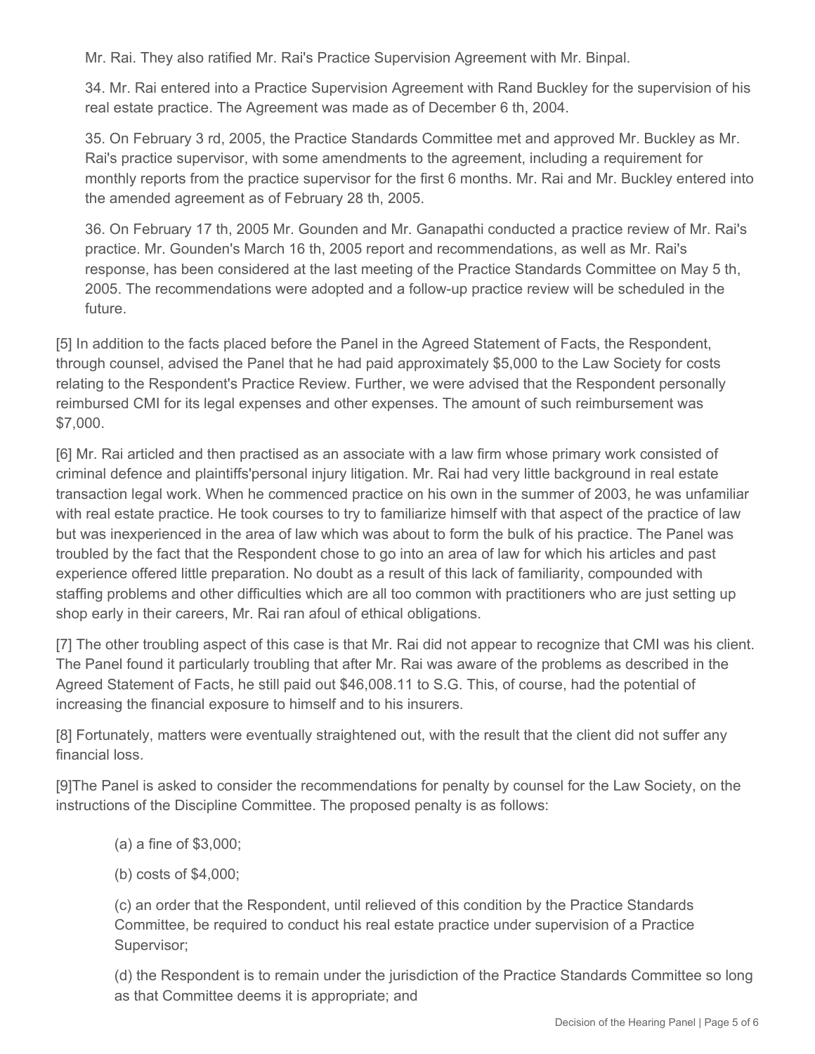Mr. Rai. They also ratified Mr. Rai's Practice Supervision Agreement with Mr. Binpal.

34. Mr. Rai entered into a Practice Supervision Agreement with Rand Buckley for the supervision of his real estate practice. The Agreement was made as of December 6 th, 2004.

35. On February 3 rd, 2005, the Practice Standards Committee met and approved Mr. Buckley as Mr. Rai's practice supervisor, with some amendments to the agreement, including a requirement for monthly reports from the practice supervisor for the first 6 months. Mr. Rai and Mr. Buckley entered into the amended agreement as of February 28 th, 2005.

36. On February 17 th, 2005 Mr. Gounden and Mr. Ganapathi conducted a practice review of Mr. Rai's practice. Mr. Gounden's March 16 th, 2005 report and recommendations, as well as Mr. Rai's response, has been considered at the last meeting of the Practice Standards Committee on May 5 th, 2005. The recommendations were adopted and a follow-up practice review will be scheduled in the future.

[5] In addition to the facts placed before the Panel in the Agreed Statement of Facts, the Respondent, through counsel, advised the Panel that he had paid approximately $5,000 to the Law Society for costs relating to the Respondent's Practice Review. Further, we were advised that the Respondent personally reimbursed CMI for its legal expenses and other expenses. The amount of such reimbursement was $7,000.

[6] Mr. Rai articled and then practised as an associate with a law firm whose primary work consisted of criminal defence and plaintiffs'personal injury litigation. Mr. Rai had very little background in real estate transaction legal work. When he commenced practice on his own in the summer of 2003, he was unfamiliar with real estate practice. He took courses to try to familiarize himself with that aspect of the practice of law but was inexperienced in the area of law which was about to form the bulk of his practice. The Panel was troubled by the fact that the Respondent chose to go into an area of law for which his articles and past experience offered little preparation. No doubt as a result of this lack of familiarity, compounded with staffing problems and other difficulties which are all too common with practitioners who are just setting up shop early in their careers, Mr. Rai ran afoul of ethical obligations.

[7] The other troubling aspect of this case is that Mr. Rai did not appear to recognize that CMI was his client. The Panel found it particularly troubling that after Mr. Rai was aware of the problems as described in the Agreed Statement of Facts, he still paid out $46,008.11 to S.G. This, of course, had the potential of increasing the financial exposure to himself and to his insurers.

[8] Fortunately, matters were eventually straightened out, with the result that the client did not suffer any financial loss.

[9]The Panel is asked to consider the recommendations for penalty by counsel for the Law Society, on the instructions of the Discipline Committee. The proposed penalty is as follows:

(a) a fine of $3,000;

(b) costs of $4,000;

(c) an order that the Respondent, until relieved of this condition by the Practice Standards Committee, be required to conduct his real estate practice under supervision of a Practice Supervisor;

(d) the Respondent is to remain under the jurisdiction of the Practice Standards Committee so long as that Committee deems it is appropriate; and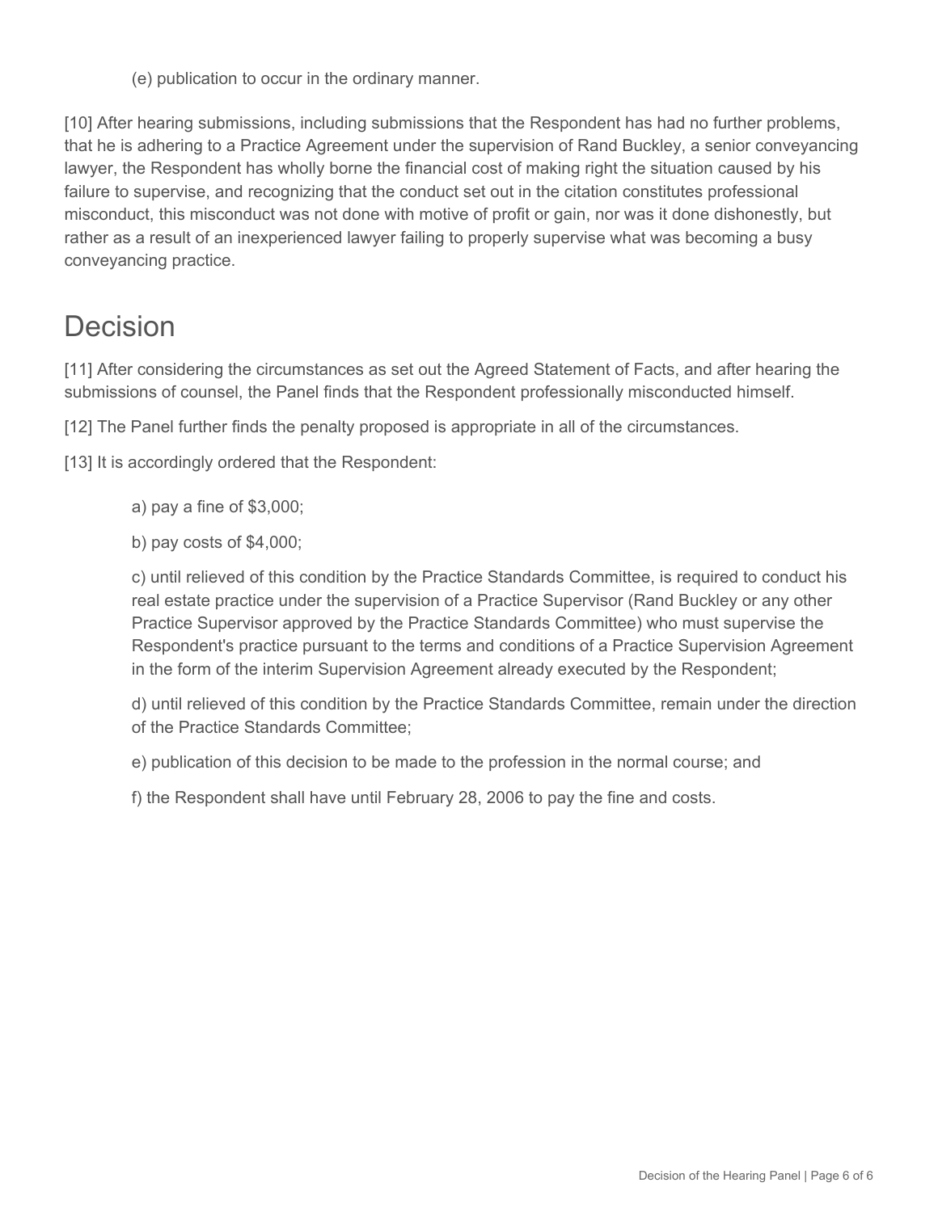(e) publication to occur in the ordinary manner.

[10] After hearing submissions, including submissions that the Respondent has had no further problems, that he is adhering to a Practice Agreement under the supervision of Rand Buckley, a senior conveyancing lawyer, the Respondent has wholly borne the financial cost of making right the situation caused by his failure to supervise, and recognizing that the conduct set out in the citation constitutes professional misconduct, this misconduct was not done with motive of profit or gain, nor was it done dishonestly, but rather as a result of an inexperienced lawyer failing to properly supervise what was becoming a busy conveyancing practice.

## Decision

[11] After considering the circumstances as set out the Agreed Statement of Facts, and after hearing the submissions of counsel, the Panel finds that the Respondent professionally misconducted himself.

[12] The Panel further finds the penalty proposed is appropriate in all of the circumstances.

[13] It is accordingly ordered that the Respondent:

a) pay a fine of $3,000;

b) pay costs of $4,000;

c) until relieved of this condition by the Practice Standards Committee, is required to conduct his real estate practice under the supervision of a Practice Supervisor (Rand Buckley or any other Practice Supervisor approved by the Practice Standards Committee) who must supervise the Respondent's practice pursuant to the terms and conditions of a Practice Supervision Agreement in the form of the interim Supervision Agreement already executed by the Respondent;

d) until relieved of this condition by the Practice Standards Committee, remain under the direction of the Practice Standards Committee;

e) publication of this decision to be made to the profession in the normal course; and

f) the Respondent shall have until February 28, 2006 to pay the fine and costs.